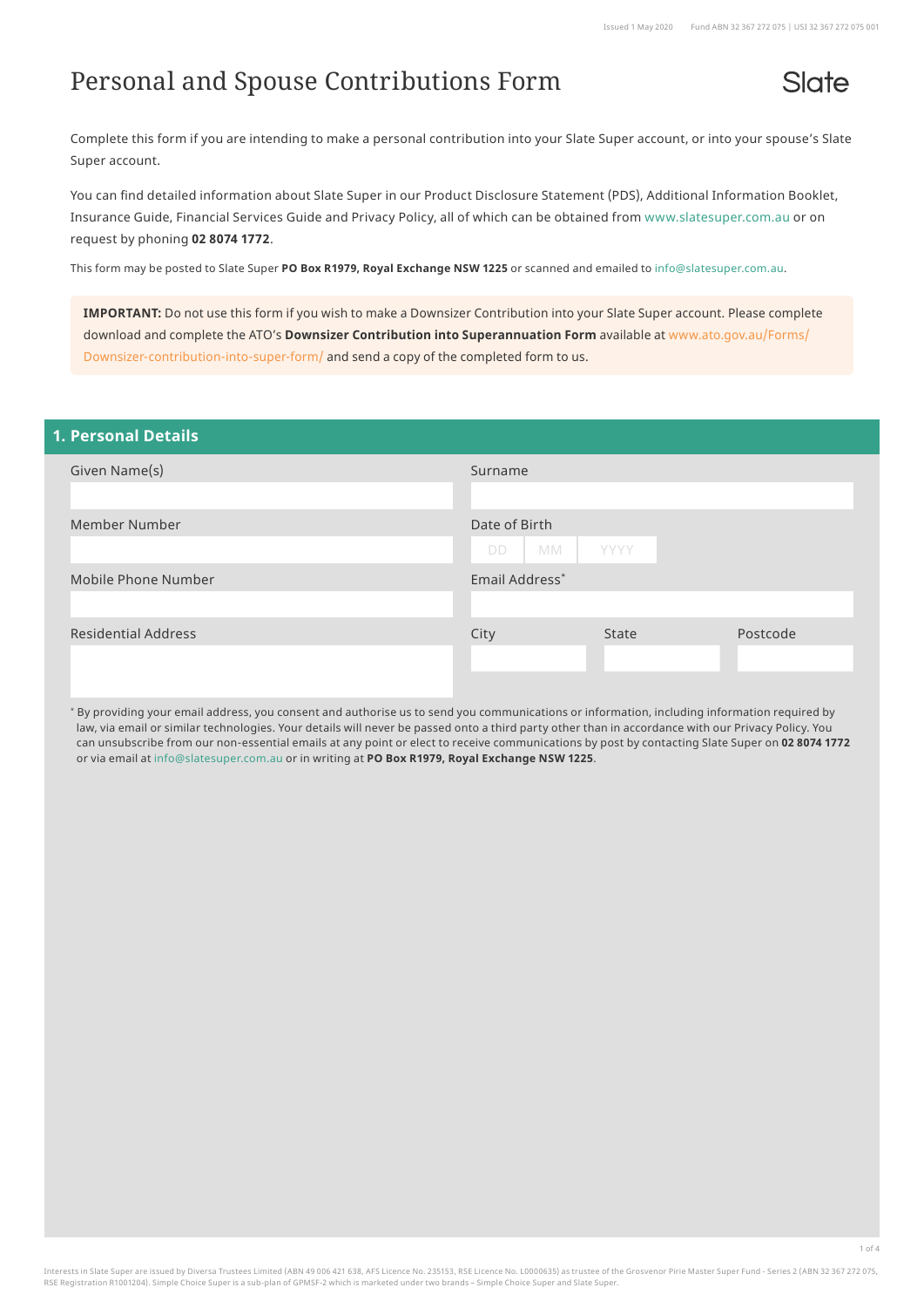# Personal and Spouse Contributions Form

Slate

Issued 1 May 2020 Fund ABN 32 367 272 075 | USI 32 367 272 075 001

Complete this form if you are intending to make a personal contribution into your Slate Super account, or into your spouse's Slate Super account.

You can find detailed information about Slate Super in our Product Disclosure Statement (PDS), Additional Information Booklet, Insurance Guide, Financial Services Guide and Privacy Policy, all of which can be obtained from www.slatesuper.com.au or on request by phoning **02 8074 1772**.

This form may be posted to Slate Super **PO Box R1979, Royal Exchange NSW 1225** or scanned and emailed to info@slatesuper.com.au.

**IMPORTANT:** Do not use this form if you wish to make a Downsizer Contribution into your Slate Super account. Please complete download and complete the ATO's **Downsizer Contribution into Superannuation Form** available at www.ato.gov.au/Forms/Downsizer-contribution-into-super-form/ and send a copy of the completed form to us.

## 1. Personal Details

| Given Name(s) | Surname |
|---|---|
| | |
| **Member Number** | **Date of Birth** |
| | DD / MM / YYYY |
| **Mobile Phone Number** | **Email Address*** |
| | |
| **Residential Address** | **City / State / Postcode** |
| | |

* By providing your email address, you consent and authorise us to send you communications or information, including information required by law, via email or similar technologies. Your details will never be passed onto a third party other than in accordance with our Privacy Policy. You can unsubscribe from our non-essential emails at any point or elect to receive communications by post by contacting Slate Super on **02 8074 1772** or via email at info@slatesuper.com.au or in writing at **PO Box R1979, Royal Exchange NSW 1225**.

Interests in Slate Super are issued by Diversa Trustees Limited (ABN 49 006 421 638, AFS Licence No. 235153, RSE Licence No. L0000635) as trustee of the Grosvenor Pirie Master Super Fund - Series 2 (ABN 32 367 272 075, RSE Registration R1001204). Simple Choice Super is a sub-plan of GPMSF-2 which is marketed under two brands – Simple Choice Super and Slate Super.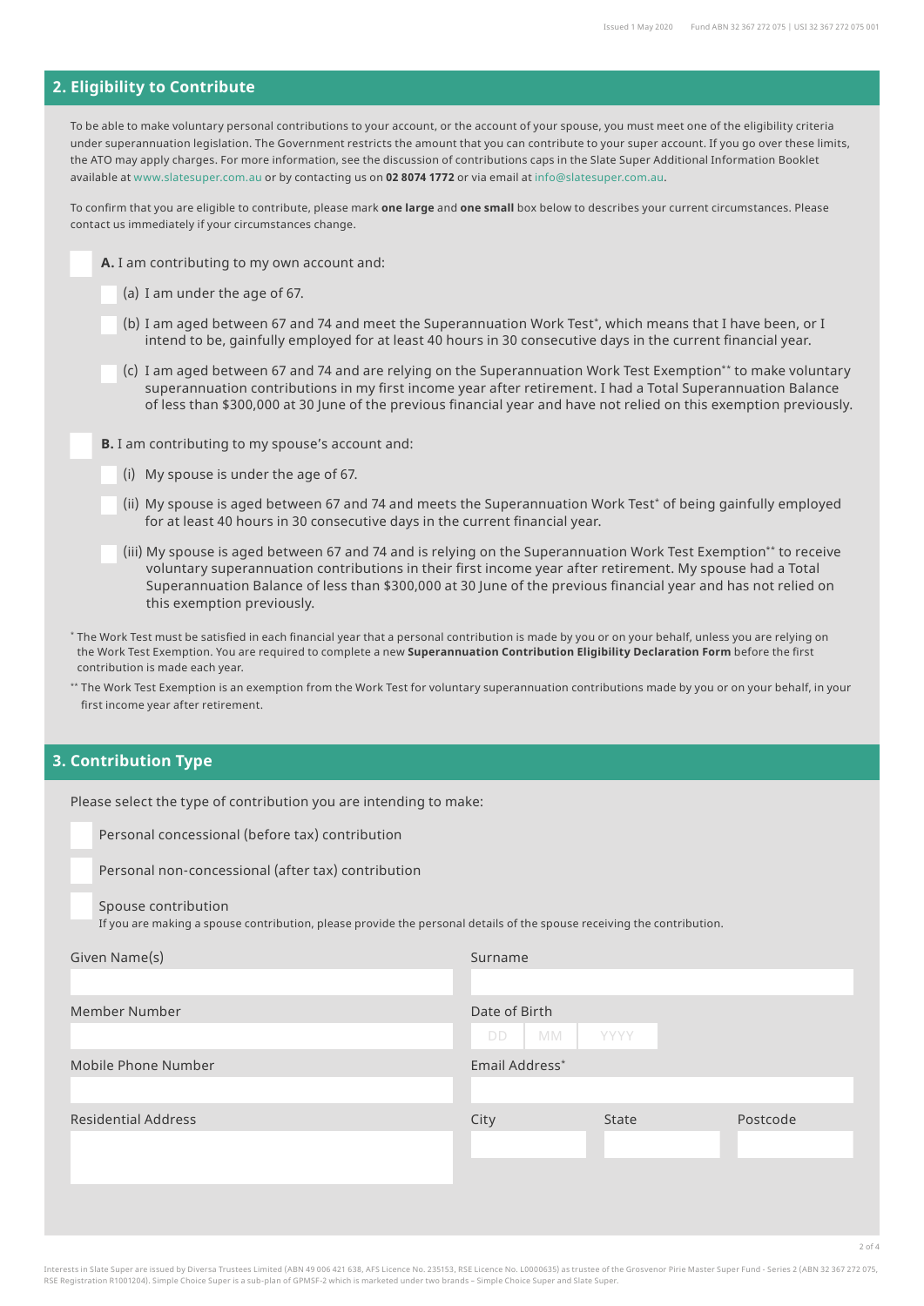## 2. Eligibility to Contribute

To be able to make voluntary personal contributions to your account, or the account of your spouse, you must meet one of the eligibility criteria under superannuation legislation. The Government restricts the amount that you can contribute to your super account. If you go over these limits, the ATO may apply charges. For more information, see the discussion of contributions caps in the Slate Super Additional Information Booklet available at www.slatesuper.com.au or by contacting us on **02 8074 1772** or via email at info@slatesuper.com.au.

To confirm that you are eligible to contribute, please mark **one large** and **one small** box below to describes your current circumstances. Please contact us immediately if your circumstances change.

☐ **A.** I am contributing to my own account and:

- ☐ (a) I am under the age of 67.
- ☐ (b) I am aged between 67 and 74 and meet the Superannuation Work Test*, which means that I have been, or I intend to be, gainfully employed for at least 40 hours in 30 consecutive days in the current financial year.
- ☐ (c) I am aged between 67 and 74 and are relying on the Superannuation Work Test Exemption** to make voluntary superannuation contributions in my first income year after retirement. I had a Total Superannuation Balance of less than $300,000 at 30 June of the previous financial year and have not relied on this exemption previously.

☐ **B.** I am contributing to my spouse's account and:

- ☐ (i) My spouse is under the age of 67.
- ☐ (ii) My spouse is aged between 67 and 74 and meets the Superannuation Work Test* of being gainfully employed for at least 40 hours in 30 consecutive days in the current financial year.
- ☐ (iii) My spouse is aged between 67 and 74 and is relying on the Superannuation Work Test Exemption** to receive voluntary superannuation contributions in their first income year after retirement. My spouse had a Total Superannuation Balance of less than $300,000 at 30 June of the previous financial year and has not relied on this exemption previously.

* The Work Test must be satisfied in each financial year that a personal contribution is made by you or on your behalf, unless you are relying on the Work Test Exemption. You are required to complete a new **Superannuation Contribution Eligibility Declaration Form** before the first contribution is made each year.

** The Work Test Exemption is an exemption from the Work Test for voluntary superannuation contributions made by you or on your behalf, in your first income year after retirement.

## 3. Contribution Type

Please select the type of contribution you are intending to make:

☐ Personal concessional (before tax) contribution

☐ Personal non-concessional (after tax) contribution

☐ Spouse contribution
If you are making a spouse contribution, please provide the personal details of the spouse receiving the contribution.

| Given Name(s) | Surname | | |
|---|---|---|---|
| | | | |
| **Member Number** | **Date of Birth** | | |
| | DD / MM / YYYY | | |
| **Mobile Phone Number** | **Email Address*** | | |
| | | | |
| **Residential Address** | **City** | **State** | **Postcode** |
| | | | |

Interests in Slate Super are issued by Diversa Trustees Limited (ABN 49 006 421 638, AFS Licence No. 235153, RSE Licence No. L0000635) as trustee of the Grosvenor Pirie Master Super Fund - Series 2 (ABN 32 367 272 075, RSE Registration R1001204). Simple Choice Super is a sub-plan of GPMSF-2 which is marketed under two brands – Simple Choice Super and Slate Super.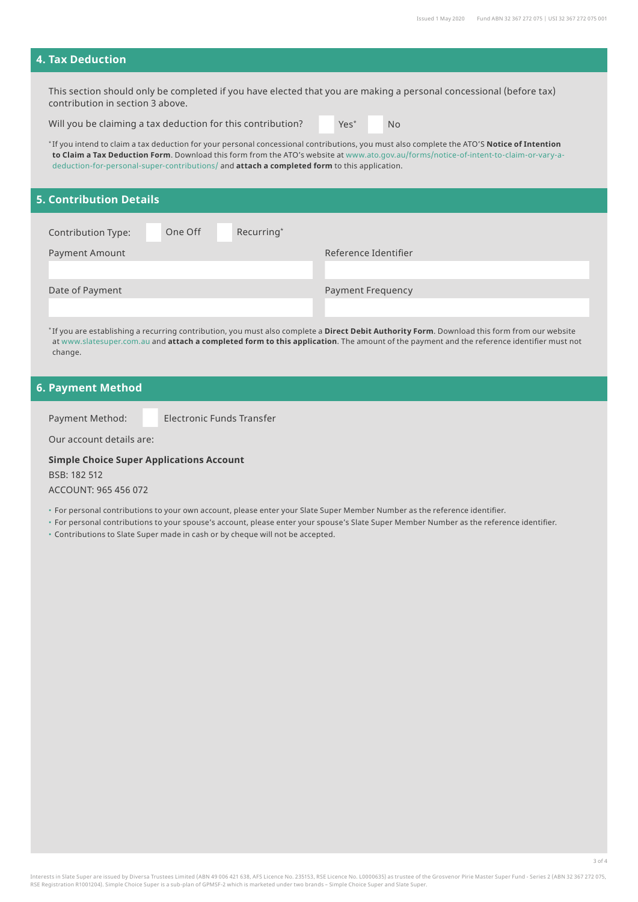## 4. Tax Deduction

This section should only be completed if you have elected that you are making a personal concessional (before tax) contribution in section 3 above.

Will you be claiming a tax deduction for this contribution? ☐ Yes* ☐ No

*If you intend to claim a tax deduction for your personal concessional contributions, you must also complete the ATO'S **Notice of Intention to Claim a Tax Deduction Form**. Download this form from the ATO's website at www.ato.gov.au/forms/notice-of-intent-to-claim-or-vary-a-deduction-for-personal-super-contributions/ and **attach a completed form** to this application.

## 5. Contribution Details

Contribution Type: ☐ One Off ☐ Recurring*

| Payment Amount | Reference Identifier |
|---|---|
| | |
| **Date of Payment** | **Payment Frequency** |
| | |

*If you are establishing a recurring contribution, you must also complete a **Direct Debit Authority Form**. Download this form from our website at www.slatesuper.com.au and **attach a completed form to this application**. The amount of the payment and the reference identifier must not change.

## 6. Payment Method

Payment Method: ☐ Electronic Funds Transfer

Our account details are:

**Simple Choice Super Applications Account**

BSB: 182 512

ACCOUNT: 965 456 072

- For personal contributions to your own account, please enter your Slate Super Member Number as the reference identifier.
- For personal contributions to your spouse's account, please enter your spouse's Slate Super Member Number as the reference identifier.
- Contributions to Slate Super made in cash or by cheque will not be accepted.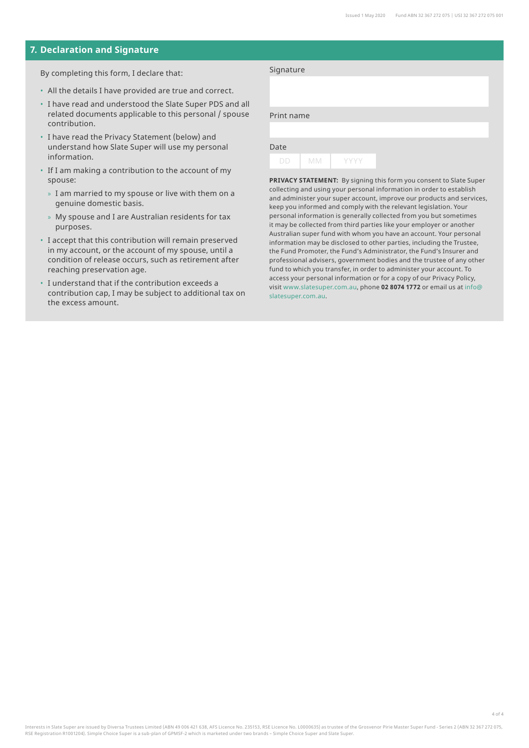## 7. Declaration and Signature

By completing this form, I declare that:

- All the details I have provided are true and correct.
- I have read and understood the Slate Super PDS and all related documents applicable to this personal / spouse contribution.
- I have read the Privacy Statement (below) and understand how Slate Super will use my personal information.
- If I am making a contribution to the account of my spouse:
  - I am married to my spouse or live with them on a genuine domestic basis.
  - My spouse and I are Australian residents for tax purposes.
- I accept that this contribution will remain preserved in my account, or the account of my spouse, until a condition of release occurs, such as retirement after reaching preservation age.
- I understand that if the contribution exceeds a contribution cap, I may be subject to additional tax on the excess amount.

Signature

Print name

Date

DD MM YYYY

**PRIVACY STATEMENT:** By signing this form you consent to Slate Super collecting and using your personal information in order to establish and administer your super account, improve our products and services, keep you informed and comply with the relevant legislation. Your personal information is generally collected from you but sometimes it may be collected from third parties like your employer or another Australian super fund with whom you have an account. Your personal information may be disclosed to other parties, including the Trustee, the Fund Promoter, the Fund's Administrator, the Fund's Insurer and professional advisers, government bodies and the trustee of any other fund to which you transfer, in order to administer your account. To access your personal information or for a copy of our Privacy Policy, visit www.slatesuper.com.au, phone **02 8074 1772** or email us at info@slatesuper.com.au.

Interests in Slate Super are issued by Diversa Trustees Limited (ABN 49 006 421 638, AFS Licence No. 235153, RSE Licence No. L0000635) as trustee of the Grosvenor Pirie Master Super Fund - Series 2 (ABN 32 367 272 075, RSE Registration R1001204). Simple Choice Super is a sub-plan of GPMSF-2 which is marketed under two brands – Simple Choice Super and Slate Super.